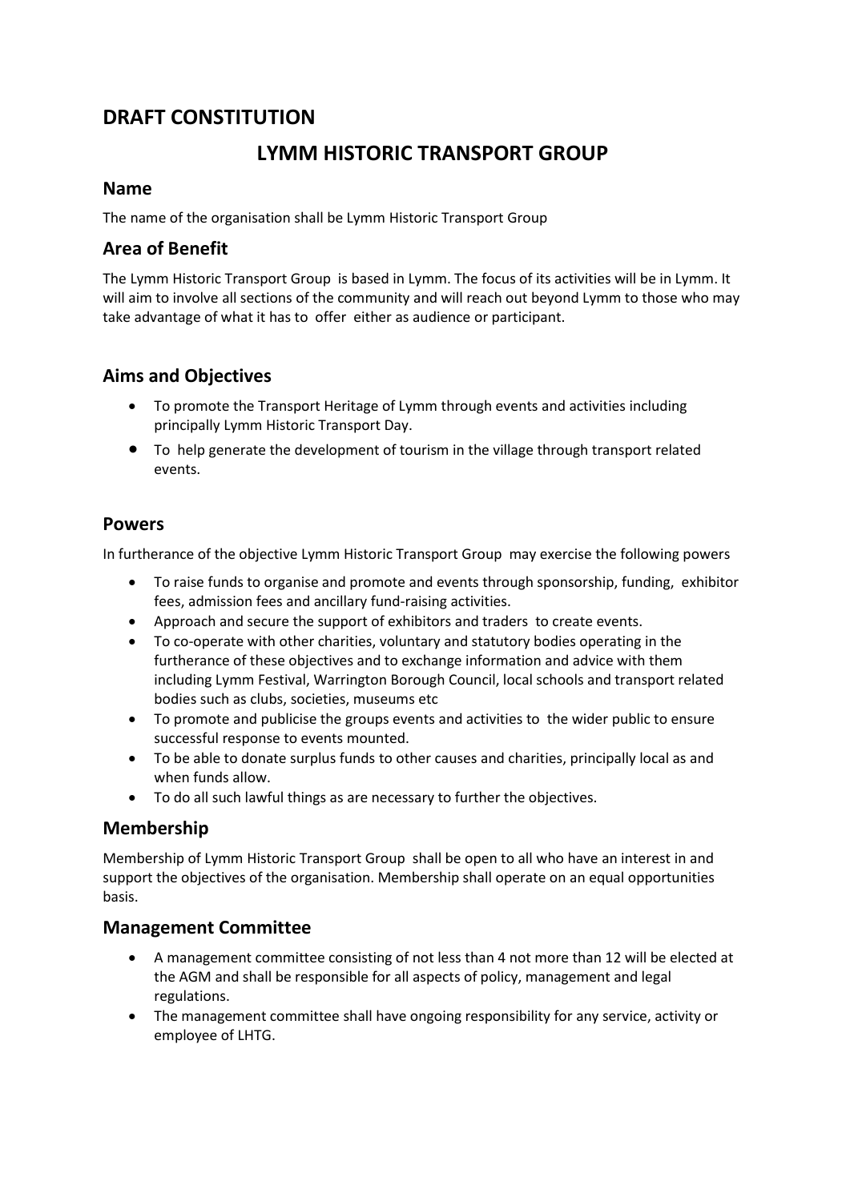# DRAFT CONSTITUTION

# LYMM HISTORIC TRANSPORT GROUP

## Name

The name of the organisation shall be Lymm Historic Transport Group

## Area of Benefit

The Lymm Historic Transport Group is based in Lymm. The focus of its activities will be in Lymm. It will aim to involve all sections of the community and will reach out beyond Lymm to those who may take advantage of what it has to offer either as audience or participant.

## Aims and Objectives

- To promote the Transport Heritage of Lymm through events and activities including principally Lymm Historic Transport Day.
- To help generate the development of tourism in the village through transport related events.

## Powers

In furtherance of the objective Lymm Historic Transport Group may exercise the following powers

- To raise funds to organise and promote and events through sponsorship, funding, exhibitor fees, admission fees and ancillary fund-raising activities.
- Approach and secure the support of exhibitors and traders to create events.
- To co-operate with other charities, voluntary and statutory bodies operating in the furtherance of these objectives and to exchange information and advice with them including Lymm Festival, Warrington Borough Council, local schools and transport related bodies such as clubs, societies, museums etc
- To promote and publicise the groups events and activities to the wider public to ensure successful response to events mounted.
- To be able to donate surplus funds to other causes and charities, principally local as and when funds allow.
- To do all such lawful things as are necessary to further the objectives.

## Membership

Membership of Lymm Historic Transport Group shall be open to all who have an interest in and support the objectives of the organisation. Membership shall operate on an equal opportunities basis.

## Management Committee

- A management committee consisting of not less than 4 not more than 12 will be elected at the AGM and shall be responsible for all aspects of policy, management and legal regulations.
- The management committee shall have ongoing responsibility for any service, activity or employee of LHTG.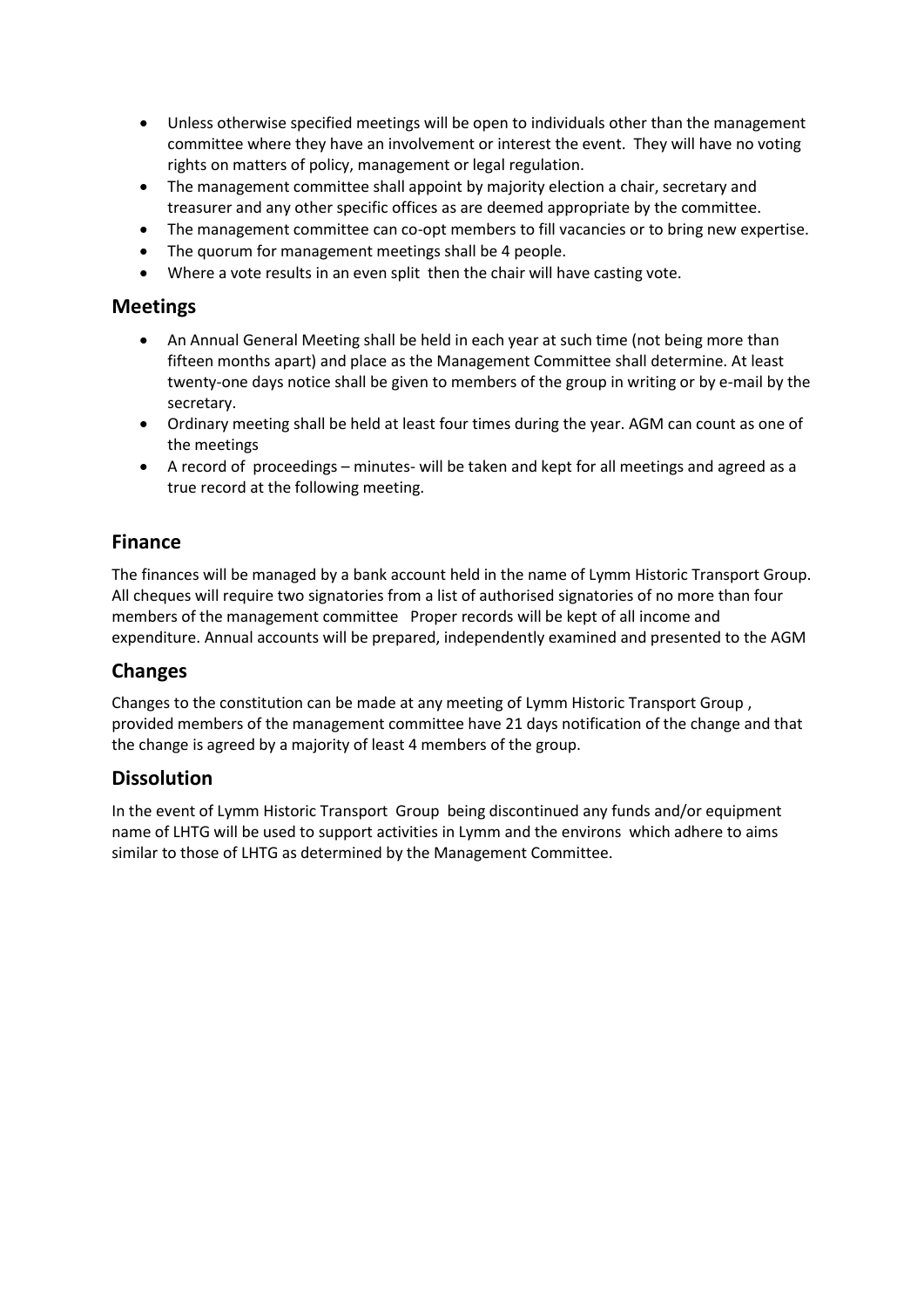- Unless otherwise specified meetings will be open to individuals other than the management committee where they have an involvement or interest the event. They will have no voting rights on matters of policy, management or legal regulation.
- The management committee shall appoint by majority election a chair, secretary and treasurer and any other specific offices as are deemed appropriate by the committee.
- The management committee can co-opt members to fill vacancies or to bring new expertise.
- The quorum for management meetings shall be 4 people.
- Where a vote results in an even split then the chair will have casting vote.

## Meetings

- An Annual General Meeting shall be held in each year at such time (not being more than fifteen months apart) and place as the Management Committee shall determine. At least twenty-one days notice shall be given to members of the group in writing or by e-mail by the secretary.
- Ordinary meeting shall be held at least four times during the year. AGM can count as one of the meetings
- A record of proceedings – minutes- will be taken and kept for all meetings and agreed as a true record at the following meeting.

## Finance

The finances will be managed by a bank account held in the name of Lymm Historic Transport Group. All cheques will require two signatories from a list of authorised signatories of no more than four members of the management committee Proper records will be kept of all income and expenditure. Annual accounts will be prepared, independently examined and presented to the AGM

## Changes

Changes to the constitution can be made at any meeting of Lymm Historic Transport Group , provided members of the management committee have 21 days notification of the change and that the change is agreed by a majority of least 4 members of the group.

## Dissolution

In the event of Lymm Historic Transport Group being discontinued any funds and/or equipment name of LHTG will be used to support activities in Lymm and the environs which adhere to aims similar to those of LHTG as determined by the Management Committee.